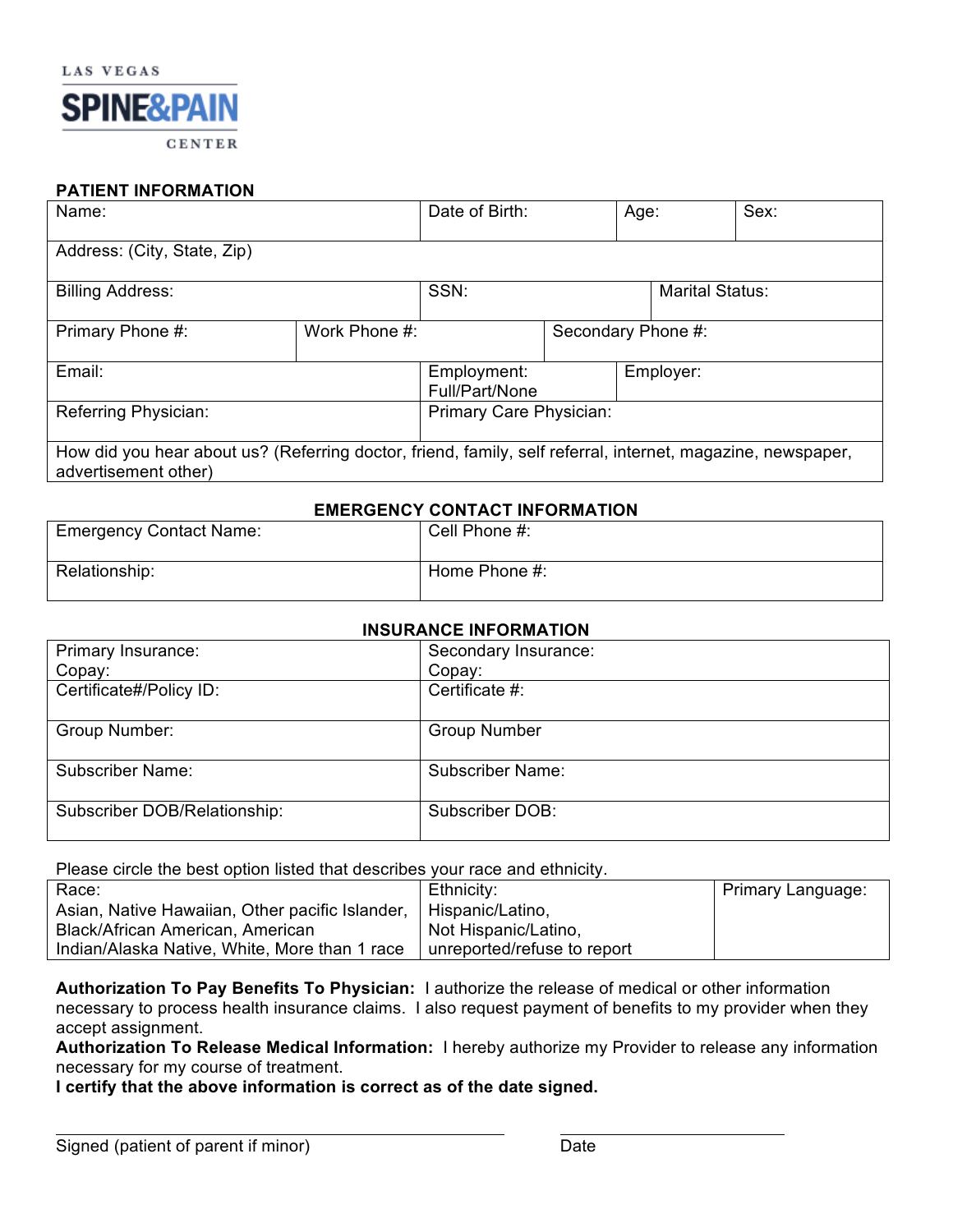LAS VEGAS

SPINE&PAIN

CENTER

## PATIENT INFORMATION

| Name: | | Date of Birth: | Age: | Sex: |
|---|---|---|---|---|
| Address: (City, State, Zip) | | | | |
| Billing Address: | | SSN: | Marital Status: | |
| Primary Phone #: | Work Phone #: | | Secondary Phone #: | |
| Email: | | Employment: Full/Part/None | Employer: | |
| Referring Physician: | | Primary Care Physician: | | |
| How did you hear about us? (Referring doctor, friend, family, self referral, internet, magazine, newspaper, advertisement other) | | | | |

## EMERGENCY CONTACT INFORMATION

| Emergency Contact Name: | Cell Phone #: |
|---|---|
| Relationship: | Home Phone #: |

## INSURANCE INFORMATION

| Primary Insurance: Copay: | Secondary Insurance: Copay: |
|---|---|
| Certificate#/Policy ID: | Certificate #: |
| Group Number: | Group Number |
| Subscriber Name: | Subscriber Name: |
| Subscriber DOB/Relationship: | Subscriber DOB: |

Please circle the best option listed that describes your race and ethnicity.

| Race: Asian, Native Hawaiian, Other pacific Islander, Black/African American, American Indian/Alaska Native, White, More than 1 race | Ethnicity: Hispanic/Latino, Not Hispanic/Latino, unreported/refuse to report | Primary Language: |
|---|---|---|

**Authorization To Pay Benefits To Physician:** I authorize the release of medical or other information necessary to process health insurance claims. I also request payment of benefits to my provider when they accept assignment.

**Authorization To Release Medical Information:** I hereby authorize my Provider to release any information necessary for my course of treatment.

**I certify that the above information is correct as of the date signed.**

Signed (patient of parent if minor) _______________________ Date _______________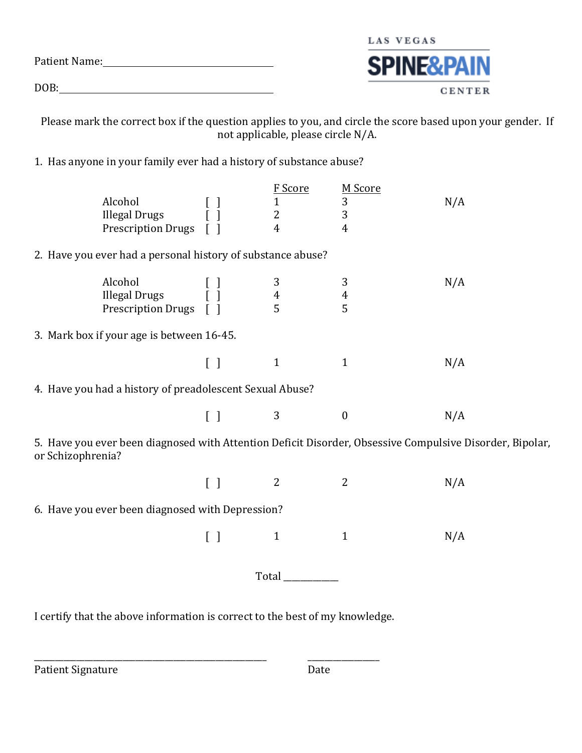Patient Name:\_\_\_\_\_\_\_\_\_\_\_\_\_\_\_\_\_\_\_\_\_\_\_\_\_\_\_\_\_\_\_\_

DOB:\_\_\_\_\_\_\_\_\_\_\_\_\_\_\_\_\_\_\_\_\_\_\_\_\_\_\_\_\_\_\_\_\_\_\_\_\_\_\_\_

LAS VEGAS SPINE&PAIN CENTER

Please mark the correct box if the question applies to you, and circle the score based upon your gender. If not applicable, please circle N/A.

1. Has anyone in your family ever had a history of substance abuse?

| | | F Score | M Score | |
|---|---|---|---|---|
| Alcohol | [ ] | 1 | 3 | N/A |
| Illegal Drugs | [ ] | 2 | 3 | |
| Prescription Drugs | [ ] | 4 | 4 | |

2. Have you ever had a personal history of substance abuse?

| | | F Score | M Score | |
|---|---|---|---|---|
| Alcohol | [ ] | 3 | 3 | N/A |
| Illegal Drugs | [ ] | 4 | 4 | |
| Prescription Drugs | [ ] | 5 | 5 | |

3. Mark box if your age is between 16-45.

| | F Score | M Score | |
|---|---|---|---|
| [ ] | 1 | 1 | N/A |

4. Have you had a history of preadolescent Sexual Abuse?

| | F Score | M Score | |
|---|---|---|---|
| [ ] | 3 | 0 | N/A |

5. Have you ever been diagnosed with Attention Deficit Disorder, Obsessive Compulsive Disorder, Bipolar, or Schizophrenia?

| | F Score | M Score | |
|---|---|---|---|
| [ ] | 2 | 2 | N/A |

6. Have you ever been diagnosed with Depression?

| | F Score | M Score | |
|---|---|---|---|
| [ ] | 1 | 1 | N/A |

Total \_\_\_\_\_\_\_\_\_\_\_

I certify that the above information is correct to the best of my knowledge.

\_\_\_\_\_\_\_\_\_\_\_\_\_\_\_\_\_\_\_\_\_\_\_\_\_\_\_\_\_\_\_\_\_\_\_\_\_\_\_\_\_\_\_\_\_\_\_\_\_\_
Patient Signature

\_\_\_\_\_\_\_\_\_\_\_\_\_\_\_
Date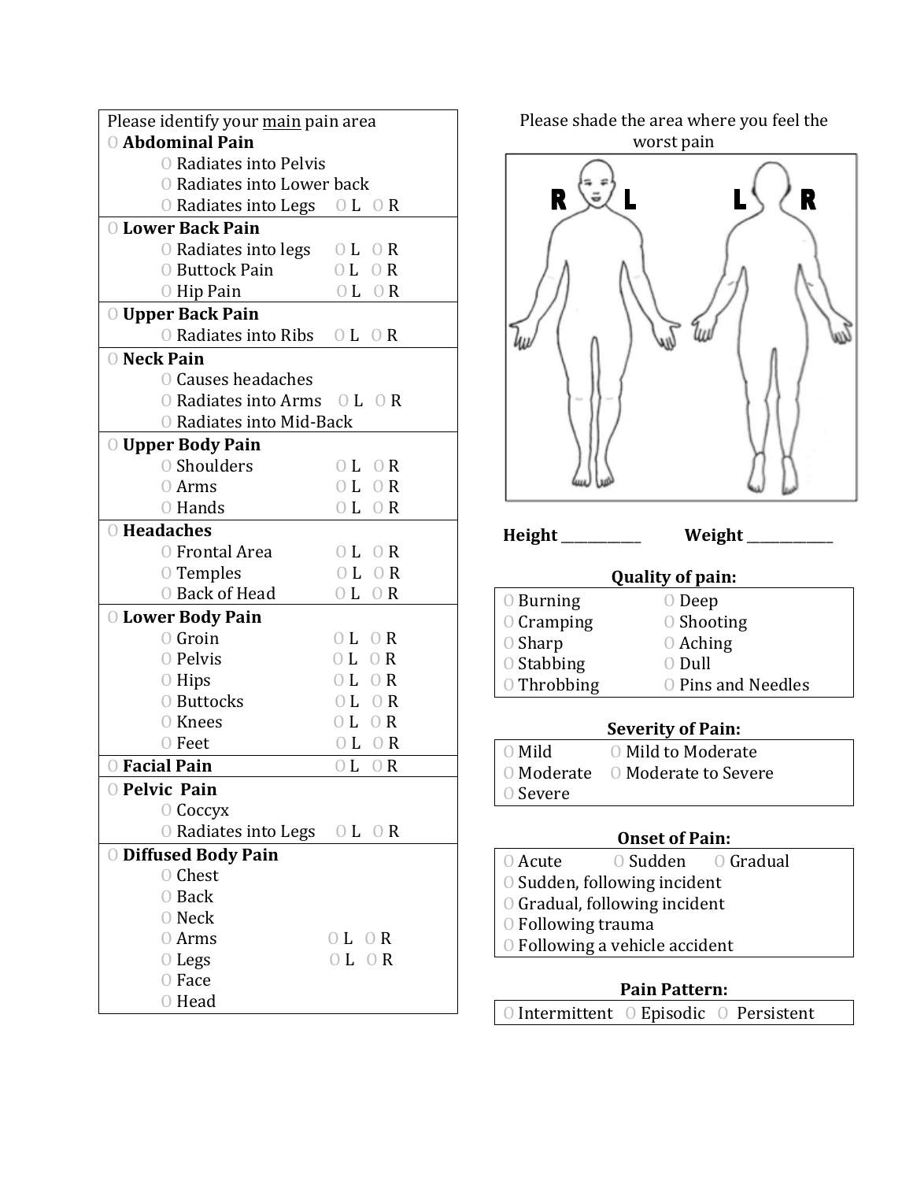Please identify your main pain area

- O **Abdominal Pain**
  - O Radiates into Pelvis
  - O Radiates into Lower back
  - O Radiates into Legs O L O R
- O **Lower Back Pain**
  - O Radiates into legs O L O R
  - O Buttock Pain O L O R
  - O Hip Pain O L O R
- O **Upper Back Pain**
  - O Radiates into Ribs O L O R
- O **Neck Pain**
  - O Causes headaches
  - O Radiates into Arms O L O R
  - O Radiates into Mid-Back
- O **Upper Body Pain**
  - O Shoulders O L O R
  - O Arms O L O R
  - O Hands O L O R
- O **Headaches**
  - O Frontal Area O L O R
  - O Temples O L O R
  - O Back of Head O L O R
- O **Lower Body Pain**
  - O Groin O L O R
  - O Pelvis O L O R
  - O Hips O L O R
  - O Buttocks O L O R
  - O Knees O L O R
  - O Feet O L O R
- O **Facial Pain** O L O R
- O **Pelvic Pain**
  - O Coccyx
  - O Radiates into Legs O L O R
- O **Diffused Body Pain**
  - O Chest
  - O Back
  - O Neck
  - O Arms O L O R
  - O Legs O L O R
  - O Face
  - O Head

Please shade the area where you feel the worst pain

R L L R

**Height** ___________ **Weight** ___________

**Quality of pain:**

| | |
|---|---|
| O Burning | O Deep |
| O Cramping | O Shooting |
| O Sharp | O Aching |
| O Stabbing | O Dull |
| O Throbbing | O Pins and Needles |

**Severity of Pain:**

| | |
|---|---|
| O Mild | O Mild to Moderate |
| O Moderate | O Moderate to Severe |
| O Severe | |

**Onset of Pain:**

O Acute O Sudden O Gradual
O Sudden, following incident
O Gradual, following incident
O Following trauma
O Following a vehicle accident

**Pain Pattern:**

O Intermittent O Episodic O Persistent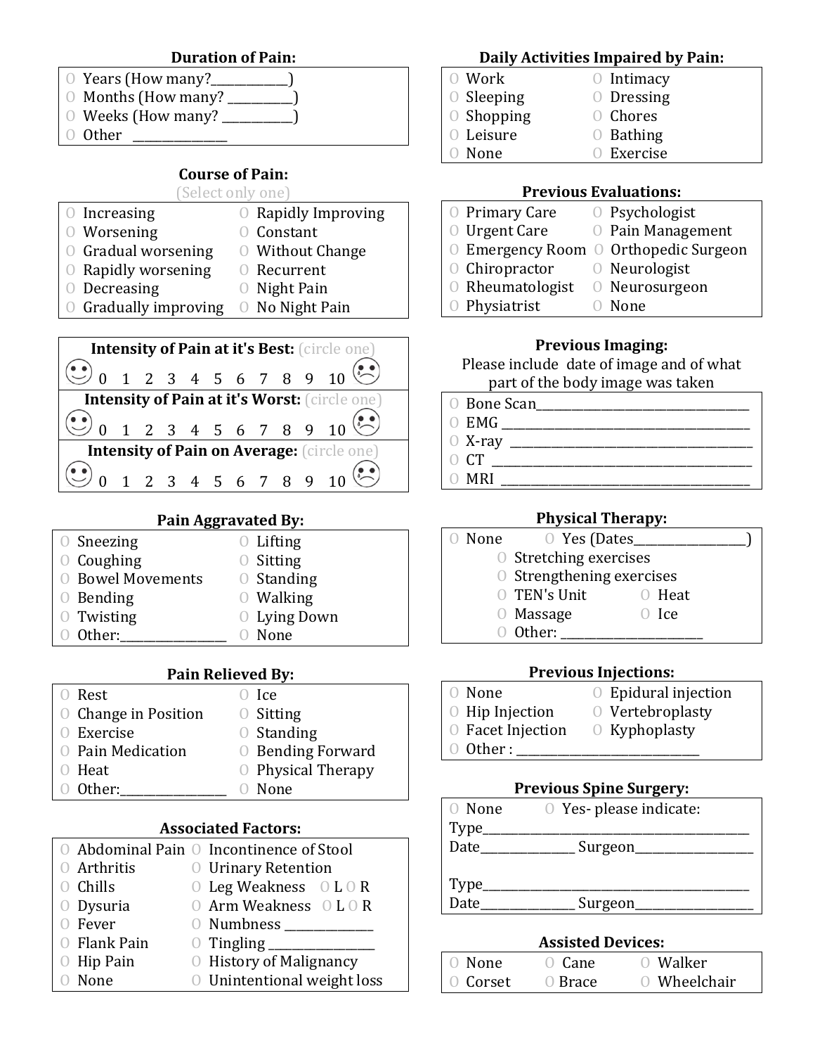### Duration of Pain:

- O Years (How many?____________)
- O Months (How many? __________)
- O Weeks (How many? ___________)
- O Other _______________

### Course of Pain:

(Select only one)

| | |
|---|---|
| O Increasing | O Rapidly Improving |
| O Worsening | O Constant |
| O Gradual worsening | O Without Change |
| O Rapidly worsening | O Recurrent |
| O Decreasing | O Night Pain |
| O Gradually improving | O No Night Pain |

**Intensity of Pain at it's Best:** (circle one)

☺ 0 1 2 3 4 5 6 7 8 9 10 ☹

**Intensity of Pain at it's Worst:** (circle one)

☺ 0 1 2 3 4 5 6 7 8 9 10 ☹

**Intensity of Pain on Average:** (circle one)

☺ 0 1 2 3 4 5 6 7 8 9 10 ☹

### Pain Aggravated By:

| | |
|---|---|
| O Sneezing | O Lifting |
| O Coughing | O Sitting |
| O Bowel Movements | O Standing |
| O Bending | O Walking |
| O Twisting | O Lying Down |
| O Other:________________ | O None |

### Pain Relieved By:

| | |
|---|---|
| O Rest | O Ice |
| O Change in Position | O Sitting |
| O Exercise | O Standing |
| O Pain Medication | O Bending Forward |
| O Heat | O Physical Therapy |
| O Other:________________ | O None |

### Associated Factors:

| | |
|---|---|
| O Abdominal Pain | O Incontinence of Stool |
| O Arthritis | O Urinary Retention |
| O Chills | O Leg Weakness O L O R |
| O Dysuria | O Arm Weakness O L O R |
| O Fever | O Numbness _____________ |
| O Flank Pain | O Tingling ________________ |
| O Hip Pain | O History of Malignancy |
| O None | O Unintentional weight loss |

### Daily Activities Impaired by Pain:

| | |
|---|---|
| O Work | O Intimacy |
| O Sleeping | O Dressing |
| O Shopping | O Chores |
| O Leisure | O Bathing |
| O None | O Exercise |

### Previous Evaluations:

| | |
|---|---|
| O Primary Care | O Psychologist |
| O Urgent Care | O Pain Management |
| O Emergency Room | O Orthopedic Surgeon |
| O Chiropractor | O Neurologist |
| O Rheumatologist | O Neurosurgeon |
| O Physiatrist | O None |

### Previous Imaging:

Please include date of image and of what part of the body image was taken

- O Bone Scan_________________________________
- O EMG _____________________________________
- O X-ray _____________________________________
- O CT _______________________________________
- O MRI ______________________________________

### Physical Therapy:

O None O Yes (Dates_________________)

| | |
|---|---|
| O Stretching exercises | |
| O Strengthening exercises | |
| O TEN's Unit | O Heat |
| O Massage | O Ice |
| O Other: _____________________ | |

### Previous Injections:

| | |
|---|---|
| O None | O Epidural injection |
| O Hip Injection | O Vertebroplasty |
| O Facet Injection | O Kyphoplasty |
| O Other : ___________________________ | |

### Previous Spine Surgery:

O None O Yes- please indicate:

Type_________________________________________

Date______________ Surgeon__________________

Type_________________________________________

Date______________ Surgeon__________________

### Assisted Devices:

| | | |
|---|---|---|
| O None | O Cane | O Walker |
| O Corset | O Brace | O Wheelchair |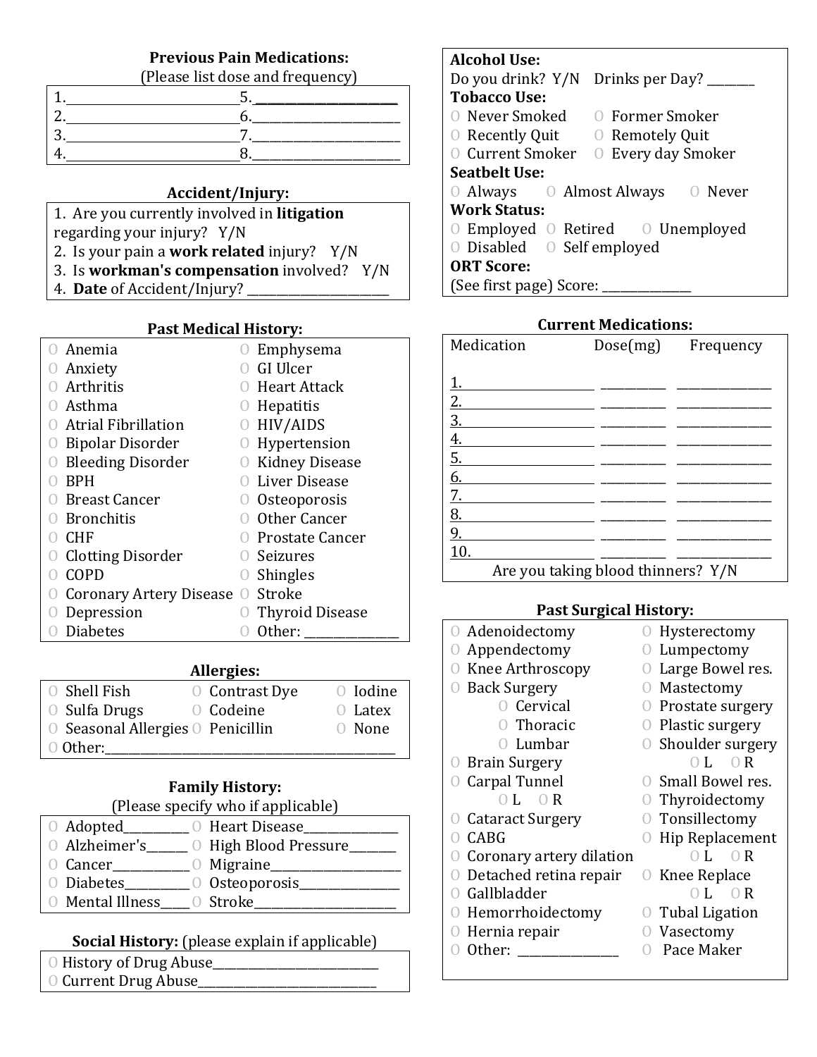### Previous Pain Medications:

(Please list dose and frequency)

| | |
|---|---|
| 1.___________________________ | 5.______________________ |
| 2.___________________________ | 6.______________________ |
| 3.___________________________ | 7.______________________ |
| 4.___________________________ | 8.______________________ |

### Accident/Injury:

1. Are you currently involved in **litigation** regarding your injury? Y/N
2. Is your pain a **work related** injury? Y/N
3. Is **workman's compensation** involved? Y/N
4. **Date** of Accident/Injury? ______________________

### Past Medical History:

| | |
|---|---|
| O Anemia | O Emphysema |
| O Anxiety | O GI Ulcer |
| O Arthritis | O Heart Attack |
| O Asthma | O Hepatitis |
| O Atrial Fibrillation | O HIV/AIDS |
| O Bipolar Disorder | O Hypertension |
| O Bleeding Disorder | O Kidney Disease |
| O BPH | O Liver Disease |
| O Breast Cancer | O Osteoporosis |
| O Bronchitis | O Other Cancer |
| O CHF | O Prostate Cancer |
| O Clotting Disorder | O Seizures |
| O COPD | O Shingles |
| O Coronary Artery Disease | O Stroke |
| O Depression | O Thyroid Disease |
| O Diabetes | O Other: ______________ |

### Allergies:

| | | |
|---|---|---|
| O Shell Fish | O Contrast Dye | O Iodine |
| O Sulfa Drugs | O Codeine | O Latex |
| O Seasonal Allergies | O Penicillin | O None |

O Other:_____________________________________________

### Family History:

(Please specify who if applicable)

| | |
|---|---|
| O Adopted_________ | O Heart Disease______________ |
| O Alzheimer's______ | O High Blood Pressure_______ |
| O Cancer___________ | O Migraine___________________ |
| O Diabetes_________ | O Osteoporosis_______________ |
| O Mental Illness____ | O Stroke______________________ |

### Social History: (please explain if applicable)

O History of Drug Abuse__________________________

O Current Drug Abuse____________________________

### Alcohol Use:

Do you drink? Y/N Drinks per Day? _______

**Tobacco Use:**

| | |
|---|---|
| O Never Smoked | O Former Smoker |
| O Recently Quit | O Remotely Quit |
| O Current Smoker | O Every day Smoker |

**Seatbelt Use:**

O Always O Almost Always O Never

**Work Status:**

| | | |
|---|---|---|
| O Employed | O Retired | O Unemployed |
| O Disabled | O Self employed | |

**ORT Score:**

(See first page) Score: _____________

### Current Medications:

| Medication | Dose(mg) | Frequency |
|---|---|---|
| 1. __________________ | _________ | _____________ |
| 2. __________________ | _________ | _____________ |
| 3. __________________ | _________ | _____________ |
| 4. __________________ | _________ | _____________ |
| 5. __________________ | _________ | _____________ |
| 6. __________________ | _________ | _____________ |
| 7. __________________ | _________ | _____________ |
| 8. __________________ | _________ | _____________ |
| 9. __________________ | _________ | _____________ |
| 10. _________________ | _________ | _____________ |

Are you taking blood thinners? Y/N

### Past Surgical History:

| | |
|---|---|
| O Adenoidectomy | O Hysterectomy |
| O Appendectomy | O Lumpectomy |
| O Knee Arthroscopy | O Large Bowel res. |
| O Back Surgery | O Mastectomy |
| &nbsp;&nbsp;&nbsp;&nbsp;O Cervical | O Prostate surgery |
| &nbsp;&nbsp;&nbsp;&nbsp;O Thoracic | O Plastic surgery |
| &nbsp;&nbsp;&nbsp;&nbsp;O Lumbar | O Shoulder surgery |
| O Brain Surgery | &nbsp;&nbsp;&nbsp;&nbsp;O L O R |
| O Carpal Tunnel | O Small Bowel res. |
| &nbsp;&nbsp;&nbsp;&nbsp;O L O R | O Thyroidectomy |
| O Cataract Surgery | O Tonsillectomy |
| O CABG | O Hip Replacement |
| O Coronary artery dilation | &nbsp;&nbsp;&nbsp;&nbsp;O L O R |
| O Detached retina repair | O Knee Replace |
| O Gallbladder | &nbsp;&nbsp;&nbsp;&nbsp;O L O R |
| O Hemorrhoidectomy | O Tubal Ligation |
| O Hernia repair | O Vasectomy |
| O Other: _______________ | O Pace Maker |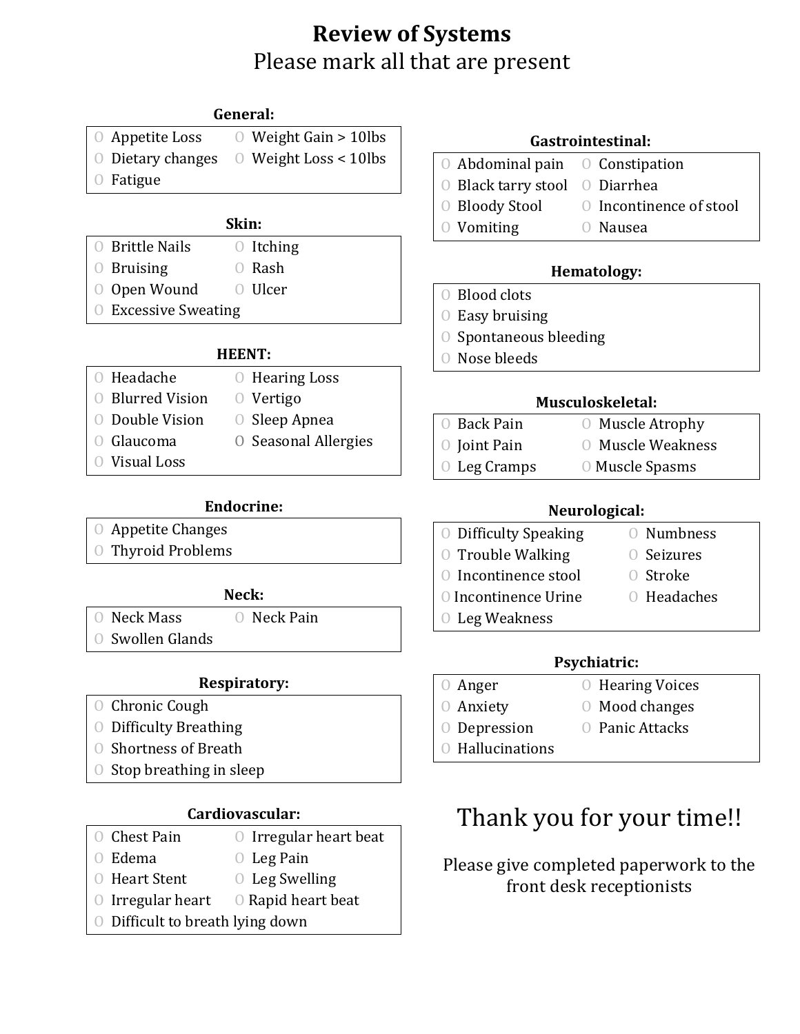# Review of Systems

Please mark all that are present

### General:

- O Appetite Loss
- O Weight Gain > 10lbs
- O Dietary changes
- O Weight Loss < 10lbs
- O Fatigue

### Skin:

- O Brittle Nails
- O Itching
- O Bruising
- O Rash
- O Open Wound
- O Ulcer
- O Excessive Sweating

### HEENT:

- O Headache
- O Hearing Loss
- O Blurred Vision
- O Vertigo
- O Double Vision
- O Sleep Apnea
- O Glaucoma
- O Seasonal Allergies
- O Visual Loss

### Endocrine:

- O Appetite Changes
- O Thyroid Problems

### Neck:

- O Neck Mass
- O Neck Pain
- O Swollen Glands

### Respiratory:

- O Chronic Cough
- O Difficulty Breathing
- O Shortness of Breath
- O Stop breathing in sleep

### Cardiovascular:

- O Chest Pain
- O Irregular heart beat
- O Edema
- O Leg Pain
- O Heart Stent
- O Leg Swelling
- O Irregular heart
- O Rapid heart beat
- O Difficult to breath lying down

### Gastrointestinal:

- O Abdominal pain
- O Constipation
- O Black tarry stool
- O Diarrhea
- O Bloody Stool
- O Incontinence of stool
- O Vomiting
- O Nausea

### Hematology:

- O Blood clots
- O Easy bruising
- O Spontaneous bleeding
- O Nose bleeds

### Musculoskeletal:

- O Back Pain
- O Muscle Atrophy
- O Joint Pain
- O Muscle Weakness
- O Leg Cramps
- O Muscle Spasms

### Neurological:

- O Difficulty Speaking
- O Numbness
- O Trouble Walking
- O Seizures
- O Incontinence stool
- O Stroke
- O Incontinence Urine
- O Headaches
- O Leg Weakness

### Psychiatric:

- O Anger
- O Hearing Voices
- O Anxiety
- O Mood changes
- O Depression
- O Panic Attacks
- O Hallucinations

## Thank you for your time!!

Please give completed paperwork to the front desk receptionists